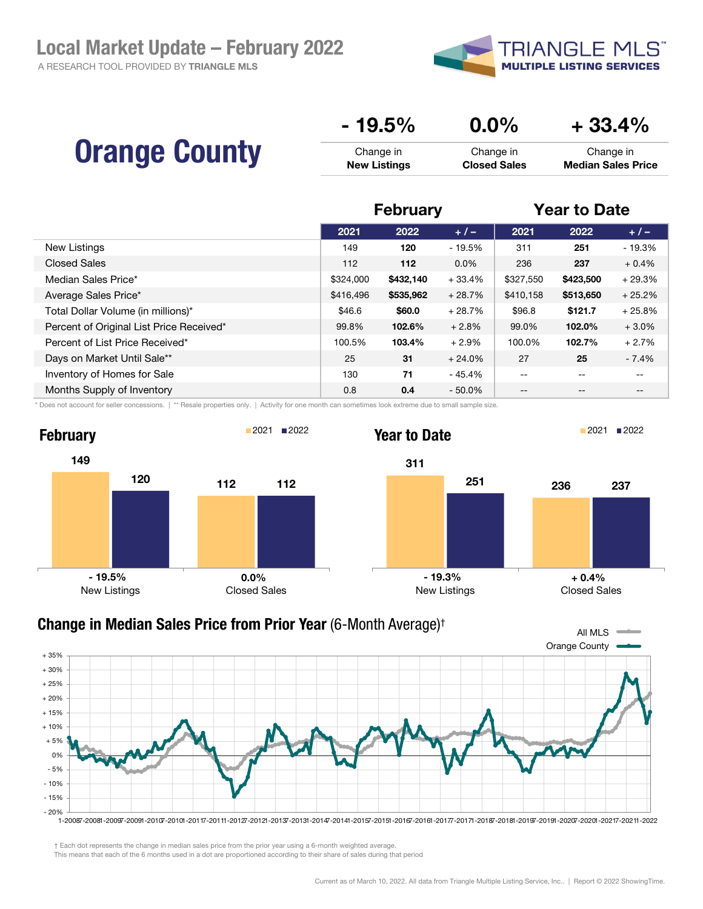# Local Market Update – February 2022

A RESEARCH TOOL PROVIDED BY **TRIANGLE MLS**

TRIANGLE MLS™ MULTIPLE LISTING SERVICES

## Orange County

| - 19.5% | 0.0% | + 33.4% |
|---|---|---|
| Change in **New Listings** | Change in **Closed Sales** | Change in **Median Sales Price** |

| | February | | | Year to Date | | |
|---|---|---|---|---|---|---|
| | 2021 | 2022 | + / – | 2021 | 2022 | + / – |
| New Listings | 149 | **120** | - 19.5% | 311 | **251** | - 19.3% |
| Closed Sales | 112 | **112** | 0.0% | 236 | **237** | + 0.4% |
| Median Sales Price* | $324,000 | **$432,140** | + 33.4% | $327,550 | **$423,500** | + 29.3% |
| Average Sales Price* | $416,496 | **$535,962** | + 28.7% | $410,158 | **$513,650** | + 25.2% |
| Total Dollar Volume (in millions)* | $46.6 | **$60.0** | + 28.7% | $96.8 | **$121.7** | + 25.8% |
| Percent of Original List Price Received* | 99.8% | **102.6%** | + 2.8% | 99.0% | **102.0%** | + 3.0% |
| Percent of List Price Received* | 100.5% | **103.4%** | + 2.9% | 100.0% | **102.7%** | + 2.7% |
| Days on Market Until Sale** | 25 | **31** | + 24.0% | 27 | **25** | - 7.4% |
| Inventory of Homes for Sale | 130 | **71** | - 45.4% | -- | -- | -- |
| Months Supply of Inventory | 0.8 | **0.4** | - 50.0% | -- | -- | -- |

\* Does not account for seller concessions. | ** Resale properties only. | Activity for one month can sometimes look extreme due to small sample size.

### February

| | 2021 | 2022 | Change |
|---|---|---|---|
| New Listings | 149 | 120 | - 19.5% |
| Closed Sales | 112 | 112 | 0.0% |

### Year to Date

| | 2021 | 2022 | Change |
|---|---|---|---|
| New Listings | 311 | 251 | - 19.3% |
| Closed Sales | 236 | 237 | + 0.4% |

### Change in Median Sales Price from Prior Year (6-Month Average)†

All MLS / Orange County

† Each dot represents the change in median sales price from the prior year using a 6-month weighted average.
This means that each of the 6 months used in a dot are proportioned according to their share of sales during that period

Current as of March 10, 2022. All data from Triangle Multiple Listing Service, Inc.. | Report © 2022 ShowingTime.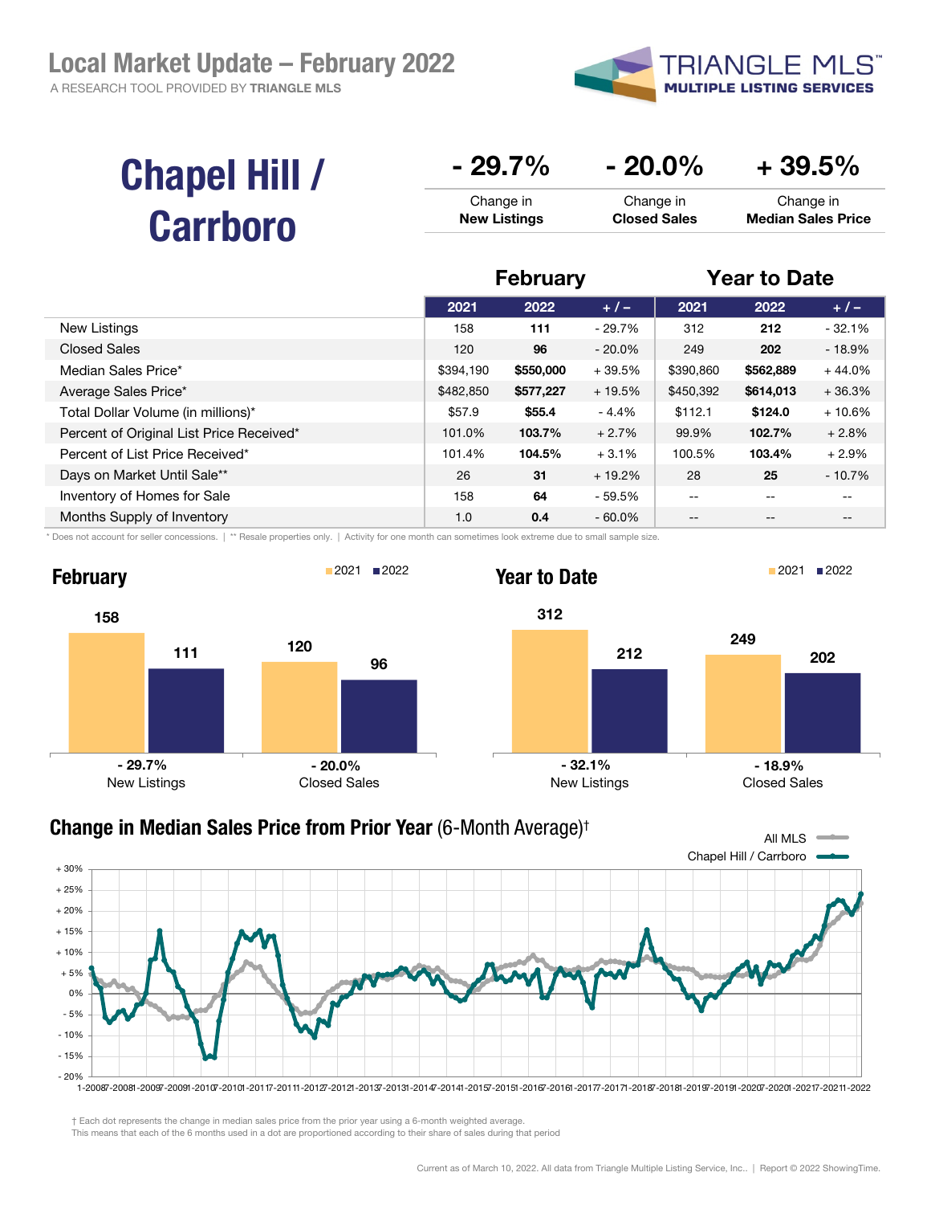# Local Market Update – February 2022

A RESEARCH TOOL PROVIDED BY TRIANGLE MLS

TRIANGLE MLS™ MULTIPLE LISTING SERVICES

# Chapel Hill / Carrboro

| - 29.7% | - 20.0% | + 39.5% |
| --- | --- | --- |
| Change in **New Listings** | Change in **Closed Sales** | Change in **Median Sales Price** |

| | February | | | Year to Date | | |
| --- | --- | --- | --- | --- | --- | --- |
| | 2021 | 2022 | + / – | 2021 | 2022 | + / – |
| New Listings | 158 | **111** | - 29.7% | 312 | **212** | - 32.1% |
| Closed Sales | 120 | **96** | - 20.0% | 249 | **202** | - 18.9% |
| Median Sales Price* | $394,190 | **$550,000** | + 39.5% | $390,860 | **$562,889** | + 44.0% |
| Average Sales Price* | $482,850 | **$577,227** | + 19.5% | $450,392 | **$614,013** | + 36.3% |
| Total Dollar Volume (in millions)* | $57.9 | **$55.4** | - 4.4% | $112.1 | **$124.0** | + 10.6% |
| Percent of Original List Price Received* | 101.0% | **103.7%** | + 2.7% | 99.9% | **102.7%** | + 2.8% |
| Percent of List Price Received* | 101.4% | **104.5%** | + 3.1% | 100.5% | **103.4%** | + 2.9% |
| Days on Market Until Sale** | 26 | **31** | + 19.2% | 28 | **25** | - 10.7% |
| Inventory of Homes for Sale | 158 | **64** | - 59.5% | -- | -- | -- |
| Months Supply of Inventory | 1.0 | **0.4** | - 60.0% | -- | -- | -- |

\* Does not account for seller concessions. | ** Resale properties only. | Activity for one month can sometimes look extreme due to small sample size.

## February

2021 2022

158 111 120 96

- 29.7% New Listings

- 20.0% Closed Sales

## Year to Date

2021 2022

312 212 249 202

- 32.1% New Listings

- 18.9% Closed Sales

## Change in Median Sales Price from Prior Year (6-Month Average)†

All MLS

Chapel Hill / Carrboro

+ 30% + 25% + 20% + 15% + 10% + 5% 0% - 5% - 10% - 15% - 20%

1-2008 7-2008 1-2009 7-2009 1-2010 7-2010 1-2011 7-2011 1-2012 7-2012 1-2013 7-2013 1-2014 7-2014 1-2015 7-2015 1-2016 7-2016 1-2017 7-2017 1-2018 7-2018 1-2019 7-2019 1-2020 7-2020 1-2021 7-2021 1-2022

† Each dot represents the change in median sales price from the prior year using a 6-month weighted average.
This means that each of the 6 months used in a dot are proportioned according to their share of sales during that period

Current as of March 10, 2022. All data from Triangle Multiple Listing Service, Inc.. | Report © 2022 ShowingTime.